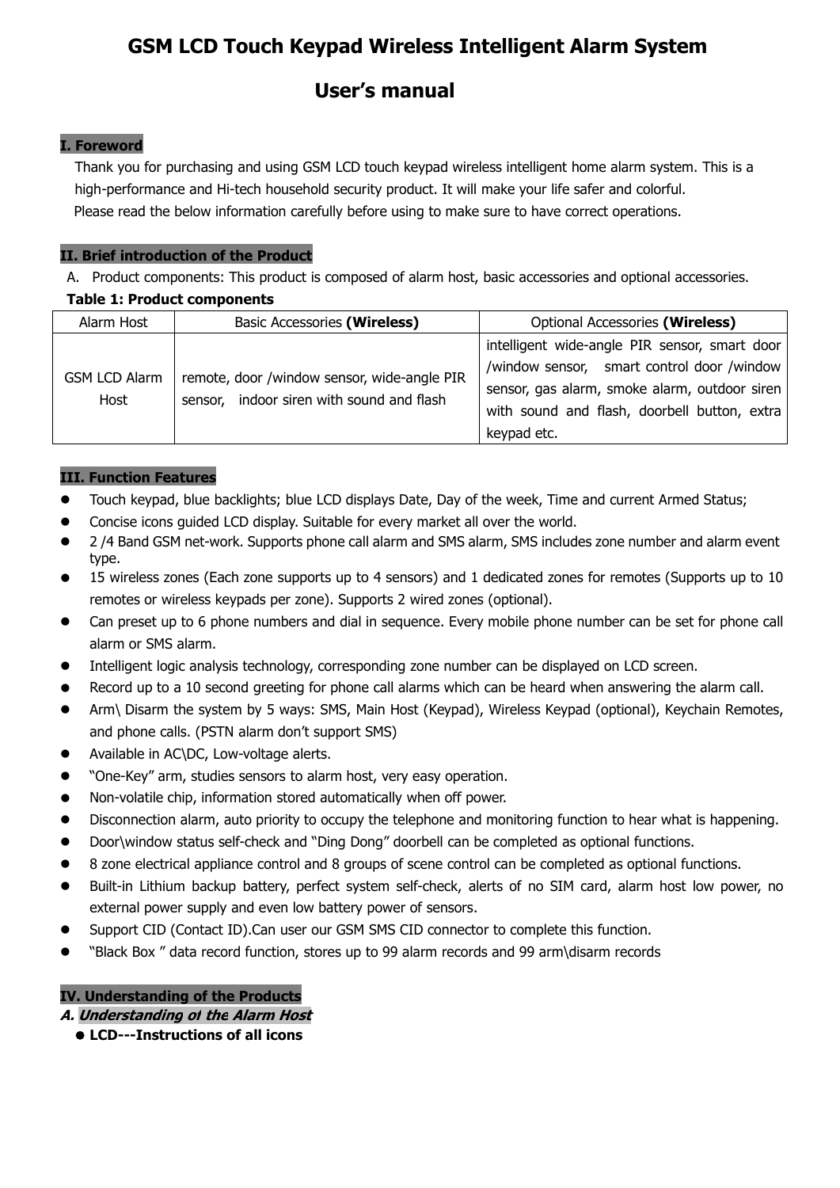# GSM LCD Touch Keypad Wireless Intelligent Alarm System

## User's manual

### I. Foreword

Thank you for purchasing and using GSM LCD touch keypad wireless intelligent home alarm system. This is a high-performance and Hi-tech household security product. It will make your life safer and colorful.

Please read the below information carefully before using to make sure to have correct operations.

### II. Brief introduction of the Product

A. Product components: This product is composed of alarm host, basic accessories and optional accessories.

**Table 1: Product components**

| Alarm Host | Basic Accessories **(Wireless)** | Optional Accessories **(Wireless)** |
|---|---|---|
| GSM LCD Alarm Host | remote, door /window sensor, wide-angle PIR sensor, indoor siren with sound and flash | intelligent wide-angle PIR sensor, smart door /window sensor, smart control door /window sensor, gas alarm, smoke alarm, outdoor siren with sound and flash, doorbell button, extra keypad etc. |

### III. Function Features

- Touch keypad, blue backlights; blue LCD displays Date, Day of the week, Time and current Armed Status;
- Concise icons guided LCD display. Suitable for every market all over the world.
- 2 /4 Band GSM net-work. Supports phone call alarm and SMS alarm, SMS includes zone number and alarm event type.
- 15 wireless zones (Each zone supports up to 4 sensors) and 1 dedicated zones for remotes (Supports up to 10 remotes or wireless keypads per zone). Supports 2 wired zones (optional).
- Can preset up to 6 phone numbers and dial in sequence. Every mobile phone number can be set for phone call alarm or SMS alarm.
- Intelligent logic analysis technology, corresponding zone number can be displayed on LCD screen.
- Record up to a 10 second greeting for phone call alarms which can be heard when answering the alarm call.
- Arm\ Disarm the system by 5 ways: SMS, Main Host (Keypad), Wireless Keypad (optional), Keychain Remotes, and phone calls. (PSTN alarm don't support SMS)
- Available in AC\DC, Low-voltage alerts.
- "One-Key" arm, studies sensors to alarm host, very easy operation.
- Non-volatile chip, information stored automatically when off power.
- Disconnection alarm, auto priority to occupy the telephone and monitoring function to hear what is happening.
- Door\window status self-check and "Ding Dong" doorbell can be completed as optional functions.
- 8 zone electrical appliance control and 8 groups of scene control can be completed as optional functions.
- Built-in Lithium backup battery, perfect system self-check, alerts of no SIM card, alarm host low power, no external power supply and even low battery power of sensors.
- Support CID (Contact ID).Can user our GSM SMS CID connector to complete this function.
- "Black Box " data record function, stores up to 99 alarm records and 99 arm\disarm records

### IV. Understanding of the Products

***A. Understanding of the Alarm Host***

- **LCD---Instructions of all icons**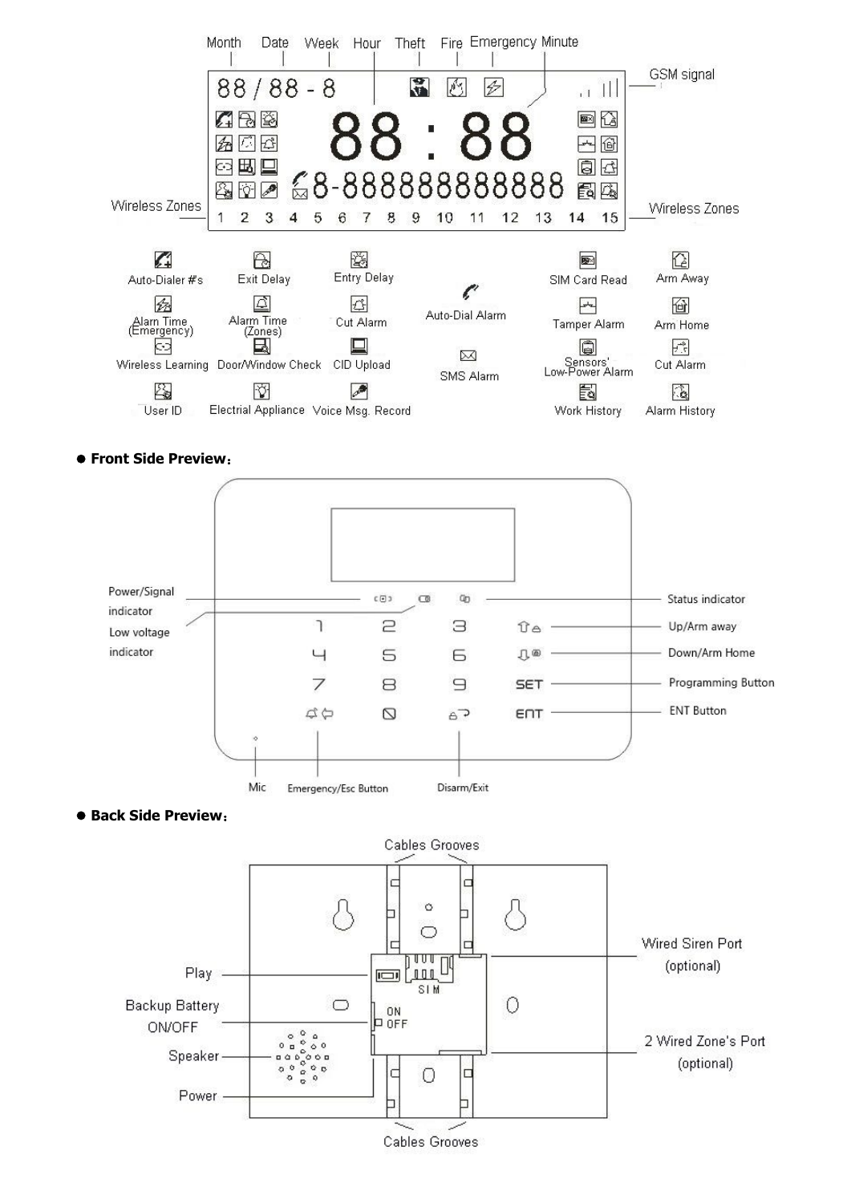Month Date Week Hour Theft Fire Emergency Minute

GSM signal

Wireless Zones

1 2 3 4 5 6 7 8 9 10 11 12 13 14 15

Wireless Zones

| | | | | | |
|---|---|---|---|---|---|
| Auto-Dialer #'s | Exit Delay | Entry Delay | Auto-Dial Alarm | SIM Card Read | Arm Away |
| Alarm Time (Emergency) | Alarm Time (Zones) | Cut Alarm | | Tamper Alarm | Arm Home |
| Wireless Learning | Door/Window Check | CID Upload | SMS Alarm | Sensors' Low-Power Alarm | Cut Alarm |
| User ID | Electrial Appliance | Voice Msg. Record | | Work History | Alarm History |

- **Front Side Preview:**

Power/Signal indicator

Low voltage indicator

Status indicator

Up/Arm away

Down/Arm Home

Programming Button

ENT Button

Mic

Emergency/Esc Button

Disarm/Exit

- **Back Side Preview:**

Cables Grooves

Play

Backup Battery ON/OFF

Speaker

Power

Wired Siren Port (optional)

2 Wired Zone's Port (optional)

Cables Grooves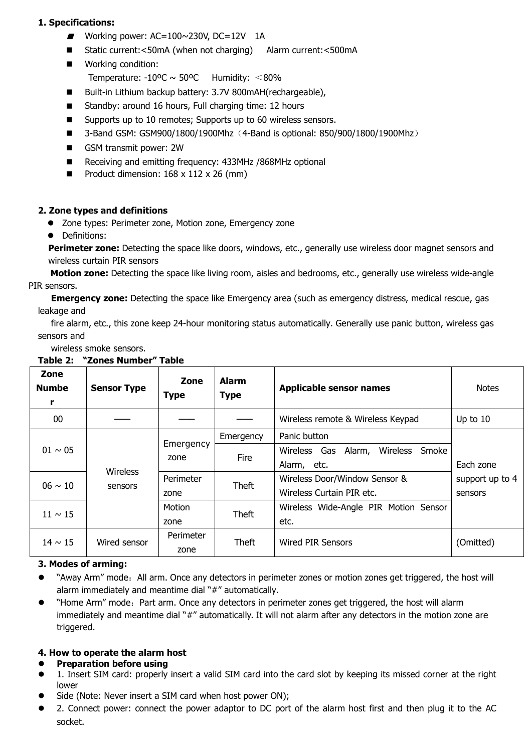**1. Specifications:**

- Working power: AC=100~230V, DC=12V 1A
- Static current:<50mA (when not charging) Alarm current:<500mA
- Working condition:
  Temperature: -10ºC ~ 50ºC Humidity: ＜80%
- Built-in Lithium backup battery: 3.7V 800mAH(rechargeable),
- Standby: around 16 hours, Full charging time: 12 hours
- Supports up to 10 remotes; Supports up to 60 wireless sensors.
- 3-Band GSM: GSM900/1800/1900Mhz（4-Band is optional: 850/900/1800/1900Mhz）
- GSM transmit power: 2W
- Receiving and emitting frequency: 433MHz /868MHz optional
- Product dimension: 168 x 112 x 26 (mm)

**2. Zone types and definitions**

- Zone types: Perimeter zone, Motion zone, Emergency zone
- Definitions:

**Perimeter zone:** Detecting the space like doors, windows, etc., generally use wireless door magnet sensors and wireless curtain PIR sensors

**Motion zone:** Detecting the space like living room, aisles and bedrooms, etc., generally use wireless wide-angle PIR sensors.

**Emergency zone:** Detecting the space like Emergency area (such as emergency distress, medical rescue, gas leakage and fire alarm, etc., this zone keep 24-hour monitoring status automatically. Generally use panic button, wireless gas sensors and wireless smoke sensors.

**Table 2: "Zones Number" Table**

| Zone Number | Sensor Type | Zone Type | Alarm Type | Applicable sensor names | Notes |
|---|---|---|---|---|---|
| 00 | —— | —— | —— | Wireless remote & Wireless Keypad | Up to 10 |
| 01 ~ 05 | Wireless sensors | Emergency zone | Emergency | Panic button | Each zone support up to 4 sensors |
| | | | Fire | Wireless Gas Alarm, Wireless Smoke Alarm, etc. | |
| 06 ~ 10 | | Perimeter zone | Theft | Wireless Door/Window Sensor & Wireless Curtain PIR etc. | |
| 11 ~ 15 | | Motion zone | Theft | Wireless Wide-Angle PIR Motion Sensor etc. | |
| 14 ~ 15 | Wired sensor | Perimeter zone | Theft | Wired PIR Sensors | (Omitted) |

**3. Modes of arming:**

- "Away Arm" mode：All arm. Once any detectors in perimeter zones or motion zones get triggered, the host will alarm immediately and meantime dial "#" automatically.
- "Home Arm" mode：Part arm. Once any detectors in perimeter zones get triggered, the host will alarm immediately and meantime dial "#" automatically. It will not alarm after any detectors in the motion zone are triggered.

**4. How to operate the alarm host**

- **Preparation before using**
- 1. Insert SIM card: properly insert a valid SIM card into the card slot by keeping its missed corner at the right lower
- Side (Note: Never insert a SIM card when host power ON);
- 2. Connect power: connect the power adaptor to DC port of the alarm host first and then plug it to the AC socket.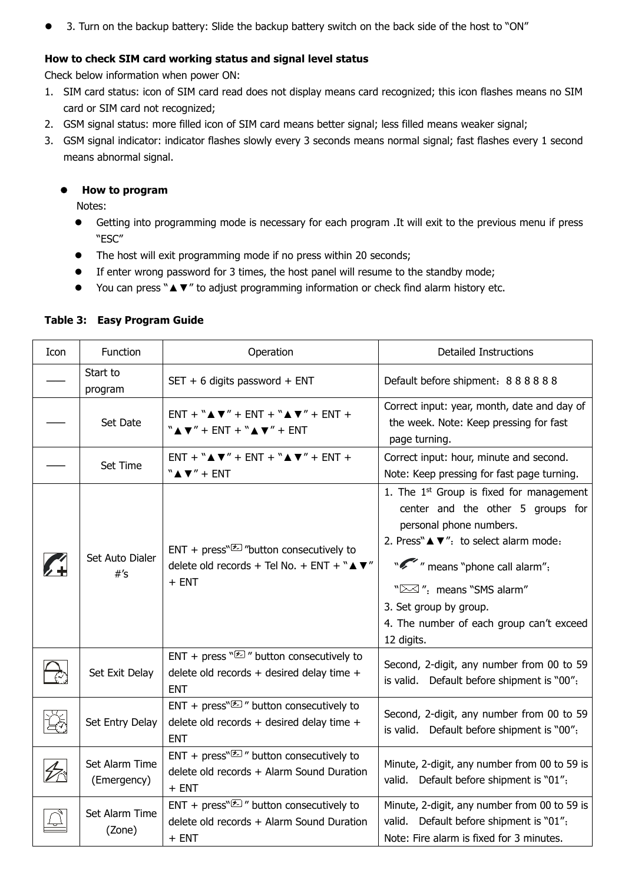- 3. Turn on the backup battery: Slide the backup battery switch on the back side of the host to "ON"

**How to check SIM card working status and signal level status**

Check below information when power ON:

1. SIM card status: icon of SIM card read does not display means card recognized; this icon flashes means no SIM card or SIM card not recognized;
2. GSM signal status: more filled icon of SIM card means better signal; less filled means weaker signal;
3. GSM signal indicator: indicator flashes slowly every 3 seconds means normal signal; fast flashes every 1 second means abnormal signal.

- **How to program**

  Notes:

  - Getting into programming mode is necessary for each program .It will exit to the previous menu if press "ESC"
  - The host will exit programming mode if no press within 20 seconds;
  - If enter wrong password for 3 times, the host panel will resume to the standby mode;
  - You can press "▲▼" to adjust programming information or check find alarm history etc.

**Table 3: Easy Program Guide**

| Icon | Function | Operation | Detailed Instructions |
|---|---|---|---|
| —— | Start to program | SET + 6 digits password + ENT | Default before shipment：8 8 8 8 8 8 |
| —— | Set Date | ENT + "▲▼" + ENT + "▲▼" + ENT + "▲▼" + ENT + "▲▼" + ENT | Correct input: year, month, date and day of the week. Note: Keep pressing for fast page turning. |
| —— | Set Time | ENT + "▲▼" + ENT + "▲▼" + ENT + "▲▼" + ENT | Correct input: hour, minute and second. Note: Keep pressing for fast page turning. |
| | Set Auto Dialer #'s | ENT + press" "button consecutively to delete old records + Tel No. + ENT + "▲▼" + ENT | 1. The 1st Group is fixed for management center and the other 5 groups for personal phone numbers.<br>2. Press"▲▼"：to select alarm mode：<br>" " means "phone call alarm"；<br>" "：means "SMS alarm"<br>3. Set group by group.<br>4. The number of each group can't exceed 12 digits. |
| | Set Exit Delay | ENT + press " " button consecutively to delete old records + desired delay time + ENT | Second, 2-digit, any number from 00 to 59 is valid. Default before shipment is "00"； |
| | Set Entry Delay | ENT + press" " button consecutively to delete old records + desired delay time + ENT | Second, 2-digit, any number from 00 to 59 is valid. Default before shipment is "00"； |
| | Set Alarm Time (Emergency) | ENT + press" " button consecutively to delete old records + Alarm Sound Duration + ENT | Minute, 2-digit, any number from 00 to 59 is valid. Default before shipment is "01"； |
| | Set Alarm Time (Zone) | ENT + press" " button consecutively to delete old records + Alarm Sound Duration + ENT | Minute, 2-digit, any number from 00 to 59 is valid. Default before shipment is "01"；<br>Note: Fire alarm is fixed for 3 minutes. |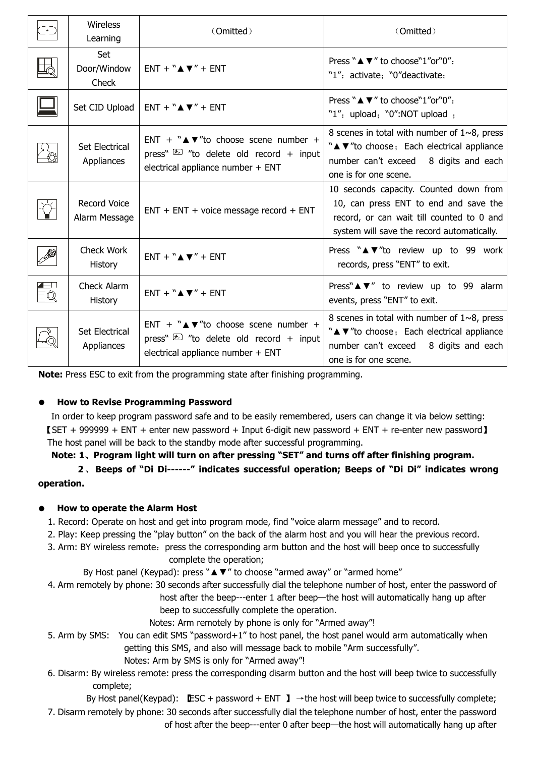| | Wireless Learning | （Omitted） | （Omitted） |
|---|---|---|---|
| | Set Door/Window Check | ENT + "▲▼" + ENT | Press "▲▼" to choose"1"or"0"：<br>"1"：activate；"0"deactivate； |
| | Set CID Upload | ENT + "▲▼" + ENT | Press "▲▼" to choose"1"or"0"：<br>"1"：upload；"0":NOT upload ； |
| | Set Electrical Appliances | ENT + "▲▼"to choose scene number + press" "to delete old record + input electrical appliance number + ENT | 8 scenes in total with number of 1~8, press "▲▼"to choose；Each electrical appliance number can't exceed 8 digits and each one is for one scene. |
| | Record Voice Alarm Message | ENT + ENT + voice message record + ENT | 10 seconds capacity. Counted down from 10, can press ENT to end and save the record, or can wait till counted to 0 and system will save the record automatically. |
| | Check Work History | ENT + "▲▼" + ENT | Press "▲▼"to review up to 99 work records, press "ENT" to exit. |
| | Check Alarm History | ENT + "▲▼" + ENT | Press"▲▼" to review up to 99 alarm events, press "ENT" to exit. |
| | Set Electrical Appliances | ENT + "▲▼"to choose scene number + press" "to delete old record + input electrical appliance number + ENT | 8 scenes in total with number of 1~8, press "▲▼"to choose；Each electrical appliance number can't exceed 8 digits and each one is for one scene. |

**Note:** Press ESC to exit from the programming state after finishing programming.

- **How to Revise Programming Password**

In order to keep program password safe and to be easily remembered, users can change it via below setting:

【SET + 999999 + ENT + enter new password + Input 6-digit new password + ENT + re-enter new password】

The host panel will be back to the standby mode after successful programming.

**Note: 1、Program light will turn on after pressing "SET" and turns off after finishing program.**

**2、Beeps of "Di Di------" indicates successful operation; Beeps of "Di Di" indicates wrong operation.**

- **How to operate the Alarm Host**

1. Record: Operate on host and get into program mode, find "voice alarm message" and to record.
2. Play: Keep pressing the "play button" on the back of the alarm host and you will hear the previous record.
3. Arm: BY wireless remote：press the corresponding arm button and the host will beep once to successfully complete the operation;
   By Host panel (Keypad): press "▲▼" to choose "armed away" or "armed home"
4. Arm remotely by phone: 30 seconds after successfully dial the telephone number of host, enter the password of host after the beep---enter 1 after beep—the host will automatically hang up after beep to successfully complete the operation.
   Notes: Arm remotely by phone is only for "Armed away"!
5. Arm by SMS: You can edit SMS "password+1" to host panel, the host panel would arm automatically when getting this SMS, and also will message back to mobile "Arm successfully".
   Notes: Arm by SMS is only for "Armed away"!
6. Disarm: By wireless remote: press the corresponding disarm button and the host will beep twice to successfully complete;
   By Host panel(Keypad): 【ESC + password + ENT 】→the host will beep twice to successfully complete;
7. Disarm remotely by phone: 30 seconds after successfully dial the telephone number of host, enter the password of host after the beep---enter 0 after beep—the host will automatically hang up after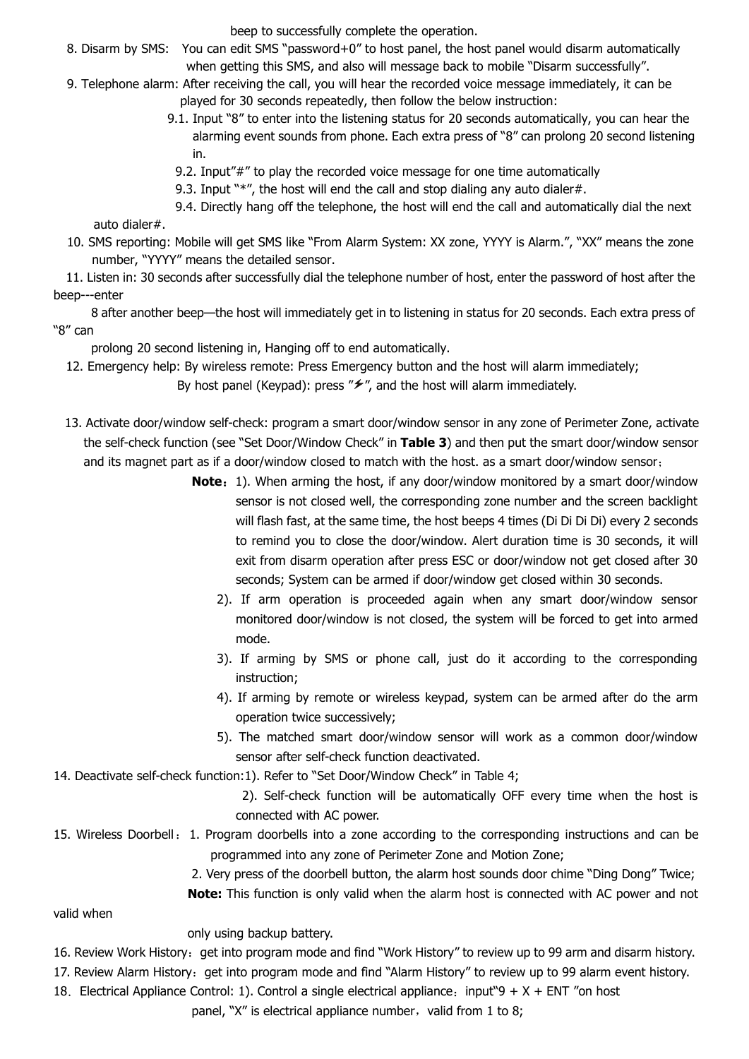beep to successfully complete the operation.

8. Disarm by SMS: You can edit SMS "password+0" to host panel, the host panel would disarm automatically when getting this SMS, and also will message back to mobile "Disarm successfully".

9. Telephone alarm: After receiving the call, you will hear the recorded voice message immediately, it can be played for 30 seconds repeatedly, then follow the below instruction:

   9.1. Input "8" to enter into the listening status for 20 seconds automatically, you can hear the alarming event sounds from phone. Each extra press of "8" can prolong 20 second listening in.

   9.2. Input"#" to play the recorded voice message for one time automatically

   9.3. Input "*", the host will end the call and stop dialing any auto dialer#.

   9.4. Directly hang off the telephone, the host will end the call and automatically dial the next auto dialer#.

10. SMS reporting: Mobile will get SMS like "From Alarm System: XX zone, YYYY is Alarm.", "XX" means the zone number, "YYYY" means the detailed sensor.

11. Listen in: 30 seconds after successfully dial the telephone number of host, enter the password of host after the beep---enter 8 after another beep—the host will immediately get in to listening in status for 20 seconds. Each extra press of "8" can prolong 20 second listening in, Hanging off to end automatically.

12. Emergency help: By wireless remote: Press Emergency button and the host will alarm immediately;
    By host panel (Keypad): press "⚡", and the host will alarm immediately.

13. Activate door/window self-check: program a smart door/window sensor in any zone of Perimeter Zone, activate the self-check function (see "Set Door/Window Check" in **Table 3**) and then put the smart door/window sensor and its magnet part as if a door/window closed to match with the host. as a smart door/window sensor；

    **Note**：1). When arming the host, if any door/window monitored by a smart door/window sensor is not closed well, the corresponding zone number and the screen backlight will flash fast, at the same time, the host beeps 4 times (Di Di Di Di) every 2 seconds to remind you to close the door/window. Alert duration time is 30 seconds, it will exit from disarm operation after press ESC or door/window not get closed after 30 seconds; System can be armed if door/window get closed within 30 seconds.

    2). If arm operation is proceeded again when any smart door/window sensor monitored door/window is not closed, the system will be forced to get into armed mode.

    3). If arming by SMS or phone call, just do it according to the corresponding instruction;

    4). If arming by remote or wireless keypad, system can be armed after do the arm operation twice successively;

    5). The matched smart door/window sensor will work as a common door/window sensor after self-check function deactivated.

14. Deactivate self-check function:1). Refer to "Set Door/Window Check" in Table 4;

    2). Self-check function will be automatically OFF every time when the host is connected with AC power.

15. Wireless Doorbell：1. Program doorbells into a zone according to the corresponding instructions and can be programmed into any zone of Perimeter Zone and Motion Zone;

    2. Very press of the doorbell button, the alarm host sounds door chime "Ding Dong" Twice;

    **Note:** This function is only valid when the alarm host is connected with AC power and not valid when only using backup battery.

16. Review Work History：get into program mode and find "Work History" to review up to 99 arm and disarm history.

17. Review Alarm History：get into program mode and find "Alarm History" to review up to 99 alarm event history.

18．Electrical Appliance Control: 1). Control a single electrical appliance：input"9 + X + ENT "on host panel, "X" is electrical appliance number，valid from 1 to 8;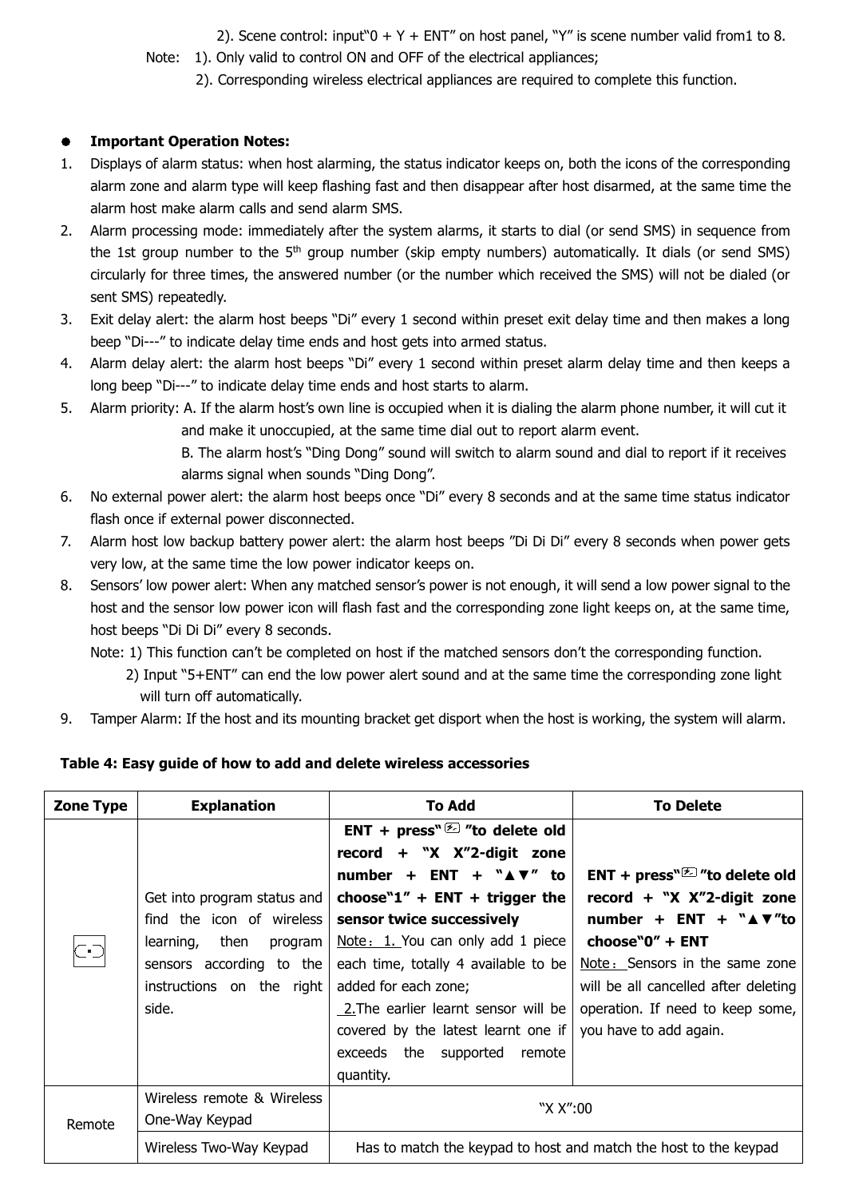2). Scene control: input"0 + Y + ENT" on host panel, "Y" is scene number valid from1 to 8.

Note: 1). Only valid to control ON and OFF of the electrical appliances;

2). Corresponding wireless electrical appliances are required to complete this function.

- **Important Operation Notes:**

1. Displays of alarm status: when host alarming, the status indicator keeps on, both the icons of the corresponding alarm zone and alarm type will keep flashing fast and then disappear after host disarmed, at the same time the alarm host make alarm calls and send alarm SMS.
2. Alarm processing mode: immediately after the system alarms, it starts to dial (or send SMS) in sequence from the 1st group number to the 5th group number (skip empty numbers) automatically. It dials (or send SMS) circularly for three times, the answered number (or the number which received the SMS) will not be dialed (or sent SMS) repeatedly.
3. Exit delay alert: the alarm host beeps "Di" every 1 second within preset exit delay time and then makes a long beep "Di---" to indicate delay time ends and host gets into armed status.
4. Alarm delay alert: the alarm host beeps "Di" every 1 second within preset alarm delay time and then keeps a long beep "Di---" to indicate delay time ends and host starts to alarm.
5. Alarm priority: A. If the alarm host's own line is occupied when it is dialing the alarm phone number, it will cut it and make it unoccupied, at the same time dial out to report alarm event.
   B. The alarm host's "Ding Dong" sound will switch to alarm sound and dial to report if it receives alarms signal when sounds "Ding Dong".
6. No external power alert: the alarm host beeps once "Di" every 8 seconds and at the same time status indicator flash once if external power disconnected.
7. Alarm host low backup battery power alert: the alarm host beeps "Di Di Di" every 8 seconds when power gets very low, at the same time the low power indicator keeps on.
8. Sensors' low power alert: When any matched sensor's power is not enough, it will send a low power signal to the host and the sensor low power icon will flash fast and the corresponding zone light keeps on, at the same time, host beeps "Di Di Di" every 8 seconds.
   Note: 1) This function can't be completed on host if the matched sensors don't the corresponding function.
   2) Input "5+ENT" can end the low power alert sound and at the same time the corresponding zone light will turn off automatically.
9. Tamper Alarm: If the host and its mounting bracket get disport when the host is working, the system will alarm.

**Table 4: Easy guide of how to add and delete wireless accessories**

| Zone Type | Explanation | To Add | To Delete |
|---|---|---|---|
| [icon] | Get into program status and find the icon of wireless learning, then program sensors according to the instructions on the right side. | **ENT + press"[icon]"to delete old record + "X X"2-digit zone number + ENT + "▲▼" to choose"1" + ENT + trigger the sensor twice successively**<br>Note： 1. You can only add 1 piece each time, totally 4 available to be added for each zone;<br>2.The earlier learnt sensor will be covered by the latest learnt one if exceeds the supported remote quantity. | **ENT + press"[icon]"to delete old record + "X X"2-digit zone number + ENT + "▲▼"to choose"0" + ENT**<br>Note： Sensors in the same zone will be all cancelled after deleting operation. If need to keep some, you have to add again. |
| Remote | Wireless remote & Wireless One-Way Keypad | "X X":00 | |
| | Wireless Two-Way Keypad | Has to match the keypad to host and match the host to the keypad | |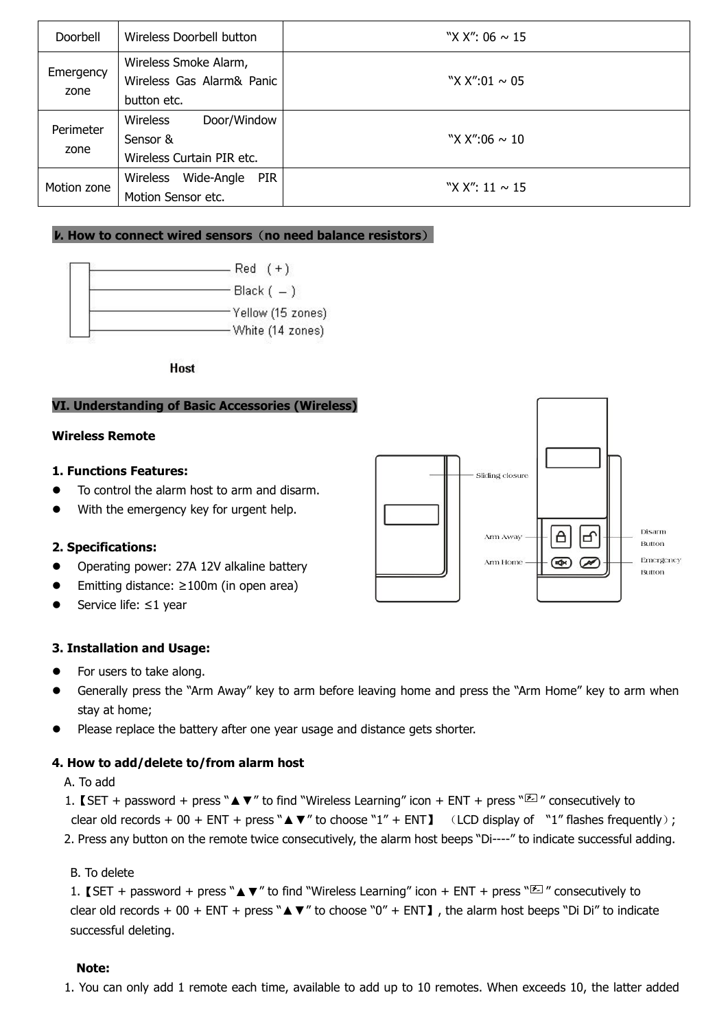| Doorbell | Wireless Doorbell button | "X X": 06 ~ 15 |
|---|---|---|
| Emergency zone | Wireless Smoke Alarm, Wireless Gas Alarm& Panic button etc. | "X X":01 ~ 05 |
| Perimeter zone | Wireless Door/Window Sensor & Wireless Curtain PIR etc. | "X X":06 ~ 10 |
| Motion zone | Wireless Wide-Angle PIR Motion Sensor etc. | "X X": 11 ~ 15 |

## Ⅴ. How to connect wired sensors（no need balance resistors）

Red (+)
Black (−)
Yellow (15 zones)
White (14 zones)

Host

## VI. Understanding of Basic Accessories (Wireless)

### Wireless Remote

Sliding closure
Arm Away
Arm Home
Disarm Button
Emergency Button

**1. Functions Features:**

- To control the alarm host to arm and disarm.
- With the emergency key for urgent help.

**2. Specifications:**

- Operating power: 27A 12V alkaline battery
- Emitting distance: ≥100m (in open area)
- Service life: ≤1 year

**3. Installation and Usage:**

- For users to take along.
- Generally press the "Arm Away" key to arm before leaving home and press the "Arm Home" key to arm when stay at home;
- Please replace the battery after one year usage and distance gets shorter.

**4. How to add/delete to/from alarm host**

A. To add

1.【SET + password + press "▲▼" to find "Wireless Learning" icon + ENT + press "⚡" consecutively to clear old records + 00 + ENT + press "▲▼" to choose "1" + ENT】 （LCD display of "1" flashes frequently）;

2. Press any button on the remote twice consecutively, the alarm host beeps "Di----" to indicate successful adding.

B. To delete

1.【SET + password + press "▲▼" to find "Wireless Learning" icon + ENT + press "⚡" consecutively to clear old records + 00 + ENT + press "▲▼" to choose "0" + ENT】, the alarm host beeps "Di Di" to indicate successful deleting.

**Note:**

1. You can only add 1 remote each time, available to add up to 10 remotes. When exceeds 10, the latter added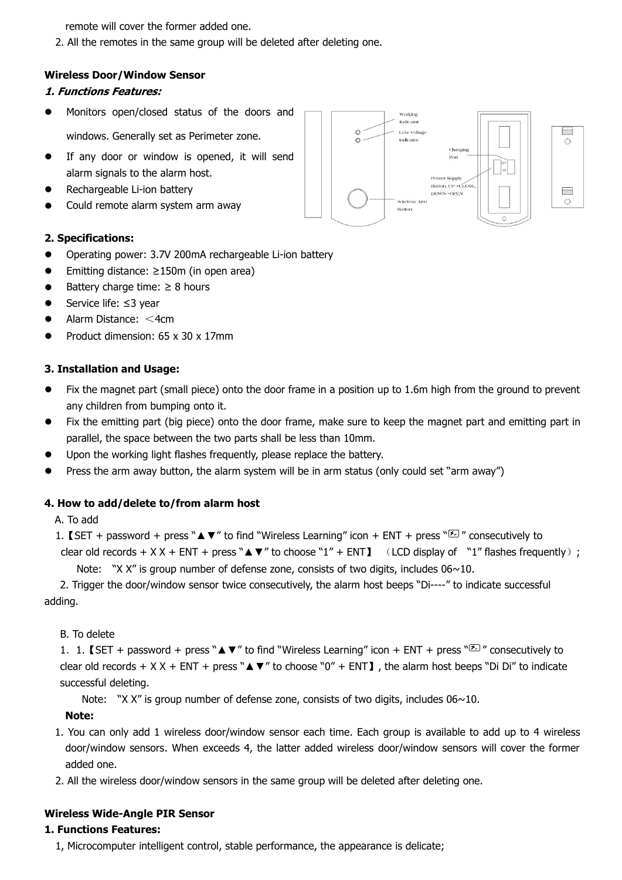remote will cover the former added one.

2. All the remotes in the same group will be deleted after deleting one.

**Wireless Door/Window Sensor**

***1. Functions Features:***

- Monitors open/closed status of the doors and windows. Generally set as Perimeter zone.
- If any door or window is opened, it will send alarm signals to the alarm host.
- Rechargeable Li-ion battery
- Could remote alarm system arm away

**2. Specifications:**

- Operating power: 3.7V 200mA rechargeable Li-ion battery
- Emitting distance: ≥150m (in open area)
- Battery charge time: ≥ 8 hours
- Service life: ≤3 year
- Alarm Distance: ＜4cm
- Product dimension: 65 x 30 x 17mm

**3. Installation and Usage:**

- Fix the magnet part (small piece) onto the door frame in a position up to 1.6m high from the ground to prevent any children from bumping onto it.
- Fix the emitting part (big piece) onto the door frame, make sure to keep the magnet part and emitting part in parallel, the space between the two parts shall be less than 10mm.
- Upon the working light flashes frequently, please replace the battery.
- Press the arm away button, the alarm system will be in arm status (only could set "arm away")

**4. How to add/delete to/from alarm host**

A. To add

1.【SET + password + press "▲▼" to find "Wireless Learning" icon + ENT + press "" consecutively to clear old records + X X + ENT + press "▲▼" to choose "1" + ENT】（LCD display of "1" flashes frequently）;

Note: "X X" is group number of defense zone, consists of two digits, includes 06~10.

2. Trigger the door/window sensor twice consecutively, the alarm host beeps "Di----" to indicate successful adding.

B. To delete

1. 1.【SET + password + press "▲▼" to find "Wireless Learning" icon + ENT + press "" consecutively to clear old records + X X + ENT + press "▲▼" to choose "0" + ENT】, the alarm host beeps "Di Di" to indicate successful deleting.

Note: "X X" is group number of defense zone, consists of two digits, includes 06~10.

**Note:**

1. You can only add 1 wireless door/window sensor each time. Each group is available to add up to 4 wireless door/window sensors. When exceeds 4, the latter added wireless door/window sensors will cover the former added one.
2. All the wireless door/window sensors in the same group will be deleted after deleting one.

**Wireless Wide-Angle PIR Sensor**

**1. Functions Features:**

1, Microcomputer intelligent control, stable performance, the appearance is delicate;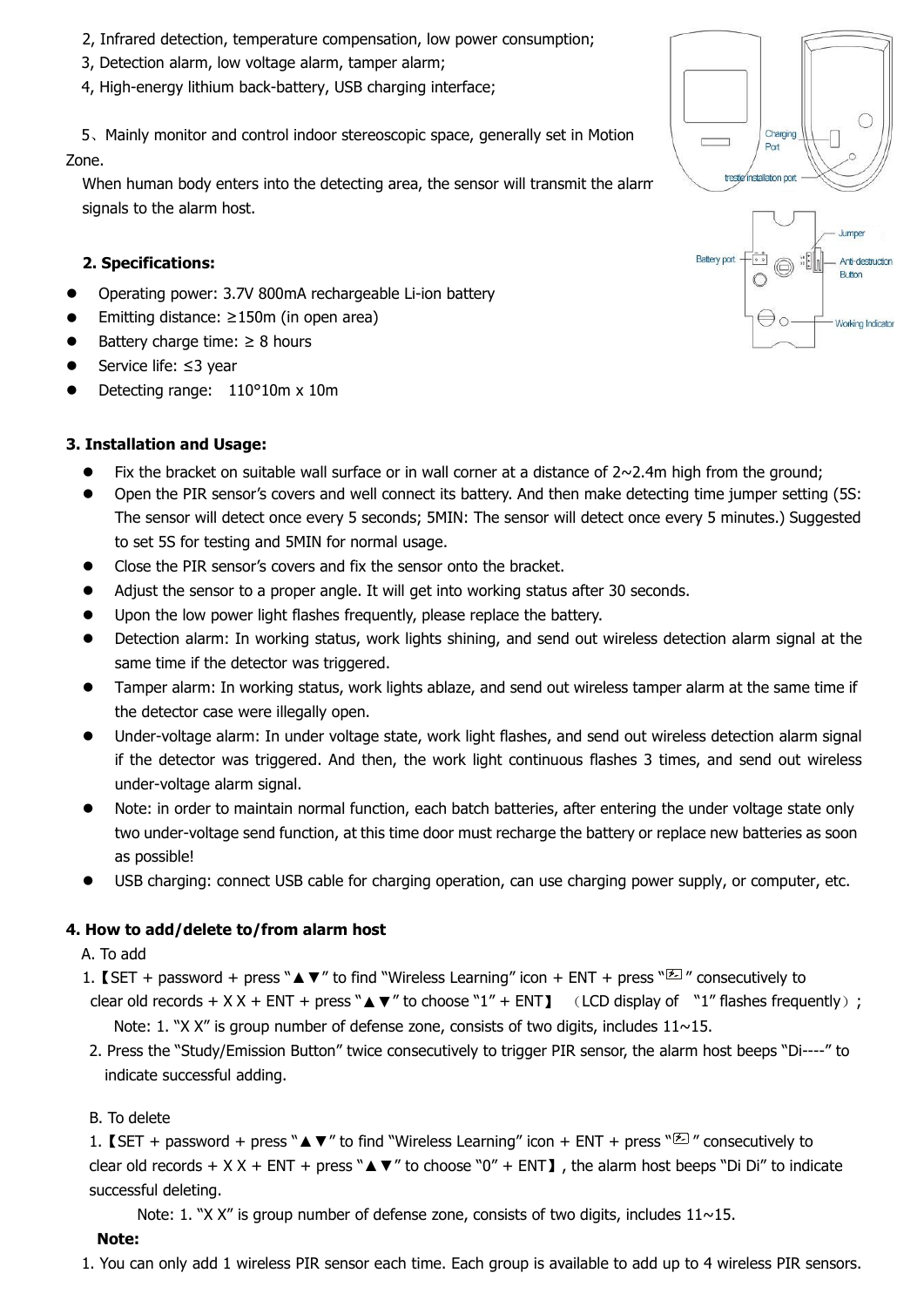2, Infrared detection, temperature compensation, low power consumption;

3, Detection alarm, low voltage alarm, tamper alarm;

4, High-energy lithium back-battery, USB charging interface;

5、Mainly monitor and control indoor stereoscopic space, generally set in Motion Zone.

When human body enters into the detecting area, the sensor will transmit the alarm signals to the alarm host.

Charging Port

trestle installation port

Battery port

Jumper

Anti-destruction Button

Working Indicator

**2. Specifications:**

- Operating power: 3.7V 800mA rechargeable Li-ion battery
- Emitting distance: ≥150m (in open area)
- Battery charge time: ≥ 8 hours
- Service life: ≤3 year
- Detecting range:  110°10m x 10m

**3. Installation and Usage:**

- Fix the bracket on suitable wall surface or in wall corner at a distance of 2~2.4m high from the ground;
- Open the PIR sensor's covers and well connect its battery. And then make detecting time jumper setting (5S: The sensor will detect once every 5 seconds; 5MIN: The sensor will detect once every 5 minutes.) Suggested to set 5S for testing and 5MIN for normal usage.
- Close the PIR sensor's covers and fix the sensor onto the bracket.
- Adjust the sensor to a proper angle. It will get into working status after 30 seconds.
- Upon the low power light flashes frequently, please replace the battery.
- Detection alarm: In working status, work lights shining, and send out wireless detection alarm signal at the same time if the detector was triggered.
- Tamper alarm: In working status, work lights ablaze, and send out wireless tamper alarm at the same time if the detector case were illegally open.
- Under-voltage alarm: In under voltage state, work light flashes, and send out wireless detection alarm signal if the detector was triggered. And then, the work light continuous flashes 3 times, and send out wireless under-voltage alarm signal.
- Note: in order to maintain normal function, each batch batteries, after entering the under voltage state only two under-voltage send function, at this time door must recharge the battery or replace new batteries as soon as possible!
- USB charging: connect USB cable for charging operation, can use charging power supply, or computer, etc.

**4. How to add/delete to/from alarm host**

A. To add

1.【SET + password + press "▲▼" to find "Wireless Learning" icon + ENT + press "" consecutively to clear old records + X X + ENT + press "▲▼" to choose "1" + ENT】 （LCD display of "1" flashes frequently）;

Note: 1. "X X" is group number of defense zone, consists of two digits, includes 11~15.

2. Press the "Study/Emission Button" twice consecutively to trigger PIR sensor, the alarm host beeps "Di----" to indicate successful adding.

B. To delete

1.【SET + password + press "▲▼" to find "Wireless Learning" icon + ENT + press "" consecutively to clear old records + X X + ENT + press "▲▼" to choose "0" + ENT】, the alarm host beeps "Di Di" to indicate successful deleting.

Note: 1. "X X" is group number of defense zone, consists of two digits, includes 11~15.

**Note:**

1. You can only add 1 wireless PIR sensor each time. Each group is available to add up to 4 wireless PIR sensors.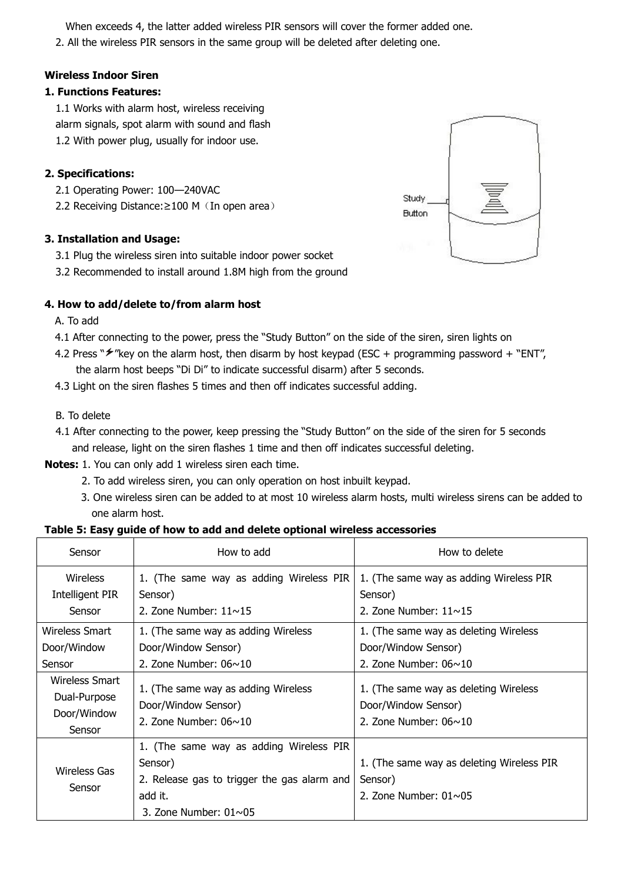When exceeds 4, the latter added wireless PIR sensors will cover the former added one.

2. All the wireless PIR sensors in the same group will be deleted after deleting one.

**Wireless Indoor Siren**

**1. Functions Features:**

1.1 Works with alarm host, wireless receiving alarm signals, spot alarm with sound and flash

1.2 With power plug, usually for indoor use.

**2. Specifications:**

2.1 Operating Power: 100—240VAC

2.2 Receiving Distance:≥100 M（In open area）

Study Button

**3. Installation and Usage:**

3.1 Plug the wireless siren into suitable indoor power socket

3.2 Recommended to install around 1.8M high from the ground

**4. How to add/delete to/from alarm host**

A. To add

4.1 After connecting to the power, press the "Study Button" on the side of the siren, siren lights on

4.2 Press "⚡"key on the alarm host, then disarm by host keypad (ESC + programming password + "ENT", the alarm host beeps "Di Di" to indicate successful disarm) after 5 seconds.

4.3 Light on the siren flashes 5 times and then off indicates successful adding.

B. To delete

4.1 After connecting to the power, keep pressing the "Study Button" on the side of the siren for 5 seconds and release, light on the siren flashes 1 time and then off indicates successful deleting.

**Notes:** 1. You can only add 1 wireless siren each time.

2. To add wireless siren, you can only operation on host inbuilt keypad.

3. One wireless siren can be added to at most 10 wireless alarm hosts, multi wireless sirens can be added to one alarm host.

**Table 5: Easy guide of how to add and delete optional wireless accessories**

| Sensor | How to add | How to delete |
|---|---|---|
| Wireless Intelligent PIR Sensor | 1. (The same way as adding Wireless PIR Sensor)<br>2. Zone Number: 11~15 | 1. (The same way as adding Wireless PIR Sensor)<br>2. Zone Number: 11~15 |
| Wireless Smart Door/Window Sensor | 1. (The same way as adding Wireless Door/Window Sensor)<br>2. Zone Number: 06~10 | 1. (The same way as deleting Wireless Door/Window Sensor)<br>2. Zone Number: 06~10 |
| Wireless Smart Dual-Purpose Door/Window Sensor | 1. (The same way as adding Wireless Door/Window Sensor)<br>2. Zone Number: 06~10 | 1. (The same way as deleting Wireless Door/Window Sensor)<br>2. Zone Number: 06~10 |
| Wireless Gas Sensor | 1. (The same way as adding Wireless PIR Sensor)<br>2. Release gas to trigger the gas alarm and add it.<br>3. Zone Number: 01~05 | 1. (The same way as deleting Wireless PIR Sensor)<br>2. Zone Number: 01~05 |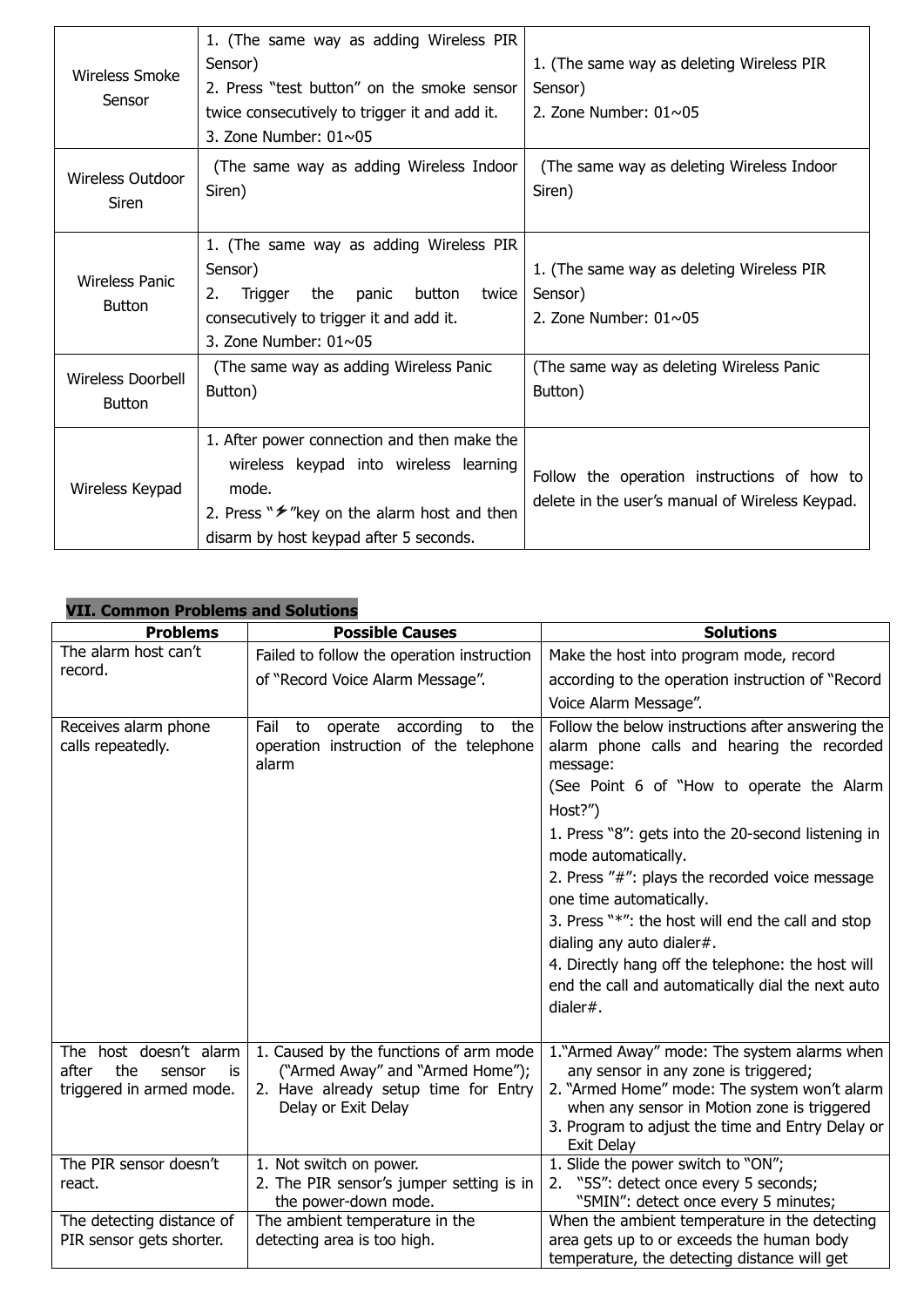| Wireless Smoke Sensor | 1. (The same way as adding Wireless PIR Sensor)<br>2. Press "test button" on the smoke sensor twice consecutively to trigger it and add it.<br>3. Zone Number: 01~05 | 1. (The same way as deleting Wireless PIR Sensor)<br>2. Zone Number: 01~05 |
|---|---|---|
| Wireless Outdoor Siren | (The same way as adding Wireless Indoor Siren) | (The same way as deleting Wireless Indoor Siren) |
| Wireless Panic Button | 1. (The same way as adding Wireless PIR Sensor)<br>2. Trigger the panic button twice consecutively to trigger it and add it.<br>3. Zone Number: 01~05 | 1. (The same way as deleting Wireless PIR Sensor)<br>2. Zone Number: 01~05 |
| Wireless Doorbell Button | (The same way as adding Wireless Panic Button) | (The same way as deleting Wireless Panic Button) |
| Wireless Keypad | 1. After power connection and then make the wireless keypad into wireless learning mode.<br>2. Press "⚡"key on the alarm host and then disarm by host keypad after 5 seconds. | Follow the operation instructions of how to delete in the user's manual of Wireless Keypad. |

## VII. Common Problems and Solutions

| Problems | Possible Causes | Solutions |
|---|---|---|
| The alarm host can't record. | Failed to follow the operation instruction of "Record Voice Alarm Message". | Make the host into program mode, record according to the operation instruction of "Record Voice Alarm Message". |
| Receives alarm phone calls repeatedly. | Fail to operate according to the operation instruction of the telephone alarm | Follow the below instructions after answering the alarm phone calls and hearing the recorded message:<br>(See Point 6 of "How to operate the Alarm Host?")<br>1. Press "8": gets into the 20-second listening in mode automatically.<br>2. Press "#": plays the recorded voice message one time automatically.<br>3. Press "*": the host will end the call and stop dialing any auto dialer#.<br>4. Directly hang off the telephone: the host will end the call and automatically dial the next auto dialer#. |
| The host doesn't alarm after the sensor is triggered in armed mode. | 1. Caused by the functions of arm mode ("Armed Away" and "Armed Home");<br>2. Have already setup time for Entry Delay or Exit Delay | 1."Armed Away" mode: The system alarms when any sensor in any zone is triggered;<br>2. "Armed Home" mode: The system won't alarm when any sensor in Motion zone is triggered<br>3. Program to adjust the time and Entry Delay or Exit Delay |
| The PIR sensor doesn't react. | 1. Not switch on power.<br>2. The PIR sensor's jumper setting is in the power-down mode. | 1. Slide the power switch to "ON";<br>2. "5S": detect once every 5 seconds; "5MIN": detect once every 5 minutes; |
| The detecting distance of PIR sensor gets shorter. | The ambient temperature in the detecting area is too high. | When the ambient temperature in the detecting area gets up to or exceeds the human body temperature, the detecting distance will get |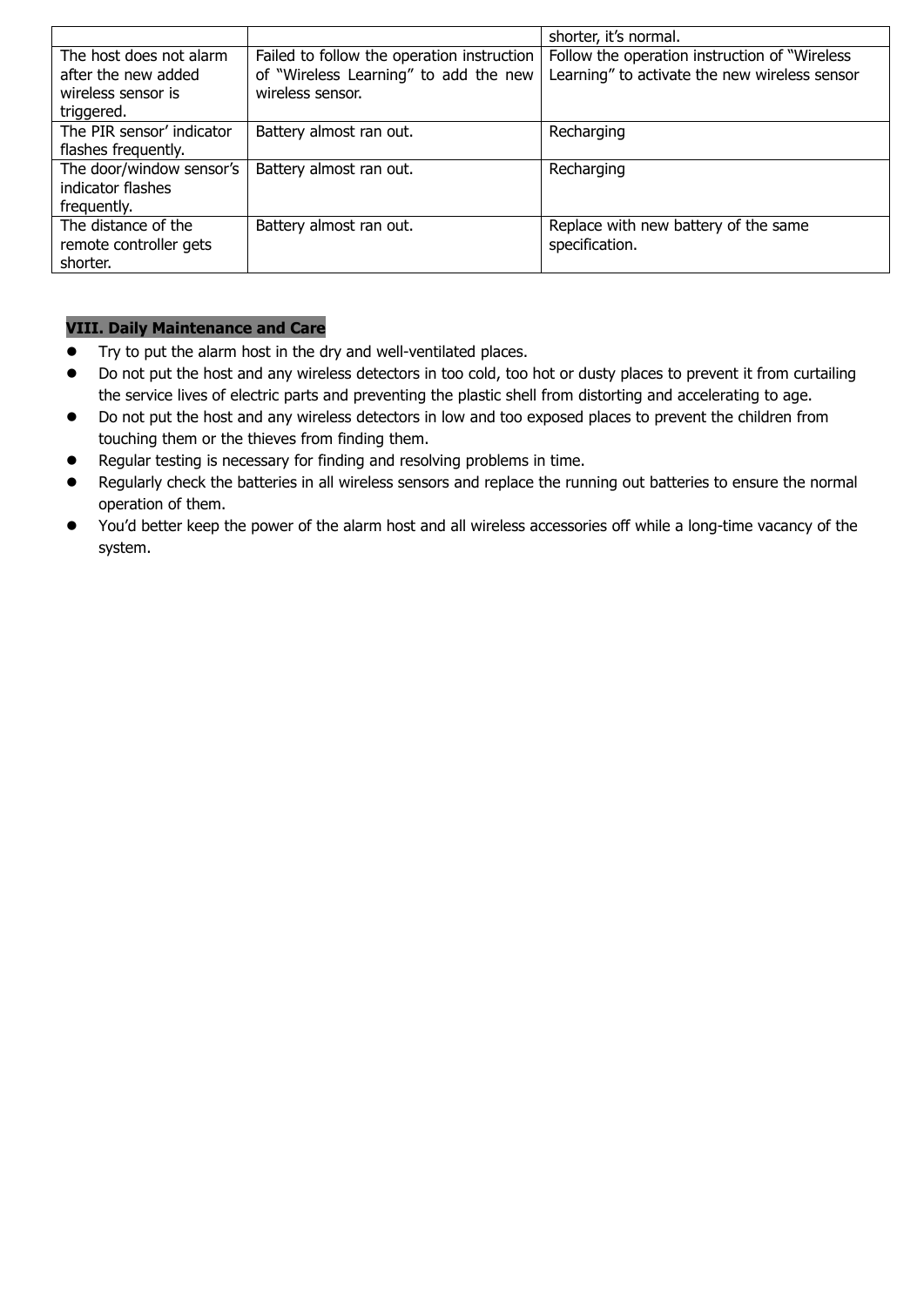| | | |
|---|---|---|
| | | shorter, it's normal. |
| The host does not alarm after the new added wireless sensor is triggered. | Failed to follow the operation instruction of "Wireless Learning" to add the new wireless sensor. | Follow the operation instruction of "Wireless Learning" to activate the new wireless sensor |
| The PIR sensor' indicator flashes frequently. | Battery almost ran out. | Recharging |
| The door/window sensor's indicator flashes frequently. | Battery almost ran out. | Recharging |
| The distance of the remote controller gets shorter. | Battery almost ran out. | Replace with new battery of the same specification. |

## VIII. Daily Maintenance and Care

- Try to put the alarm host in the dry and well-ventilated places.
- Do not put the host and any wireless detectors in too cold, too hot or dusty places to prevent it from curtailing the service lives of electric parts and preventing the plastic shell from distorting and accelerating to age.
- Do not put the host and any wireless detectors in low and too exposed places to prevent the children from touching them or the thieves from finding them.
- Regular testing is necessary for finding and resolving problems in time.
- Regularly check the batteries in all wireless sensors and replace the running out batteries to ensure the normal operation of them.
- You'd better keep the power of the alarm host and all wireless accessories off while a long-time vacancy of the system.